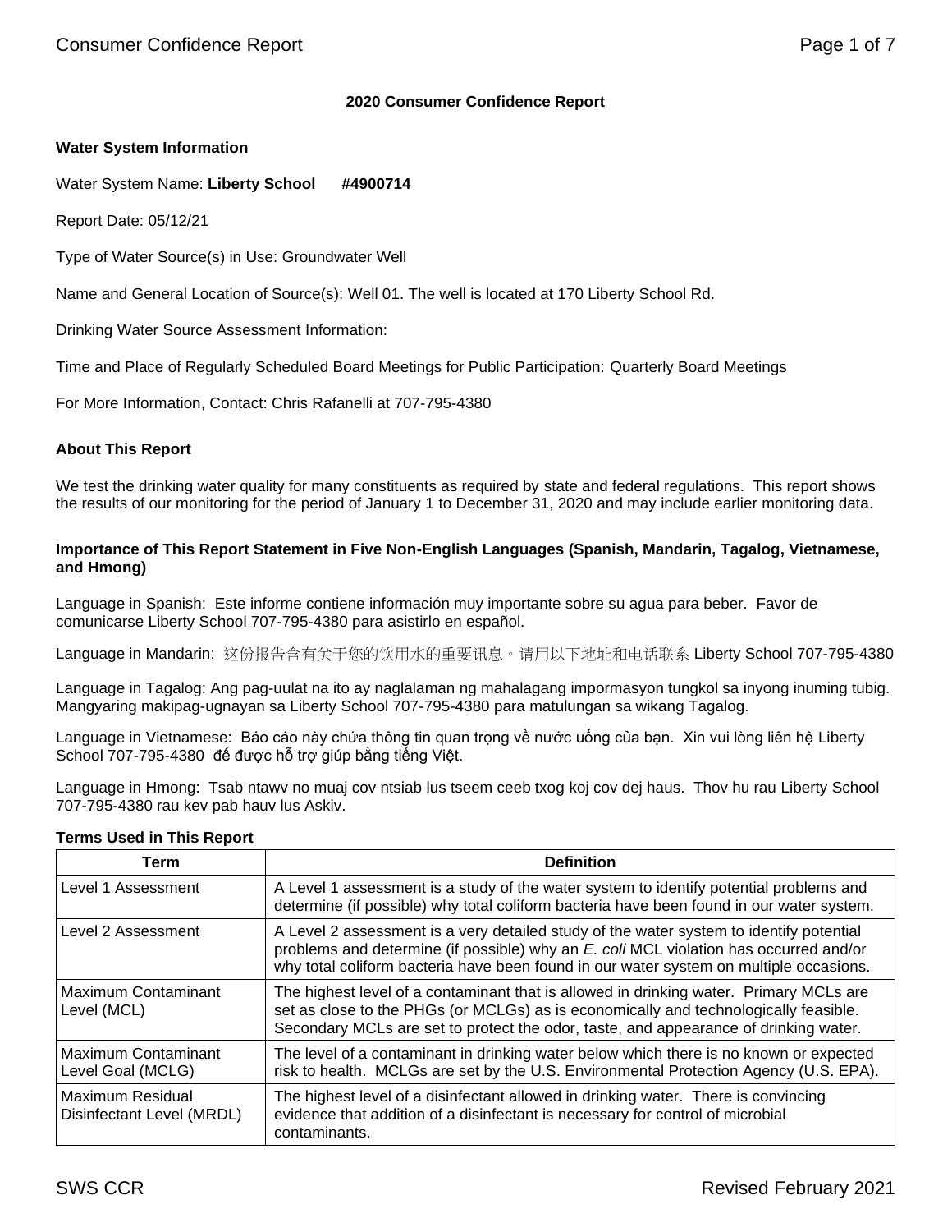## 2020 Consumer Confidence Report

### Water System Information

Water System Name: **Liberty School #4900714**

Report Date: 05/12/21

Type of Water Source(s) in Use: Groundwater Well

Name and General Location of Source(s): Well 01. The well is located at 170 Liberty School Rd.

Drinking Water Source Assessment Information:

Time and Place of Regularly Scheduled Board Meetings for Public Participation: Quarterly Board Meetings

For More Information, Contact: Chris Rafanelli at 707-795-4380

### About This Report

We test the drinking water quality for many constituents as required by state and federal regulations. This report shows the results of our monitoring for the period of January 1 to December 31, 2020 and may include earlier monitoring data.

### Importance of This Report Statement in Five Non-English Languages (Spanish, Mandarin, Tagalog, Vietnamese, and Hmong)

Language in Spanish: Este informe contiene información muy importante sobre su agua para beber. Favor de comunicarse Liberty School 707-795-4380 para asistirlo en español.

Language in Mandarin: 这份报告含有关于您的饮用水的重要讯息。请用以下地址和电话联系 Liberty School 707-795-4380

Language in Tagalog: Ang pag-uulat na ito ay naglalaman ng mahalagang impormasyon tungkol sa inyong inuming tubig. Mangyaring makipag-ugnayan sa Liberty School 707-795-4380 para matulungan sa wikang Tagalog.

Language in Vietnamese: Báo cáo này chứa thông tin quan trọng về nước uống của bạn. Xin vui lòng liên hệ Liberty School 707-795-4380 để được hỗ trợ giúp bằng tiếng Việt.

Language in Hmong: Tsab ntawv no muaj cov ntsiab lus tseem ceeb txog koj cov dej haus. Thov hu rau Liberty School 707-795-4380 rau kev pab hauv lus Askiv.

### Terms Used in This Report

| Term | Definition |
|---|---|
| Level 1 Assessment | A Level 1 assessment is a study of the water system to identify potential problems and determine (if possible) why total coliform bacteria have been found in our water system. |
| Level 2 Assessment | A Level 2 assessment is a very detailed study of the water system to identify potential problems and determine (if possible) why an *E. coli* MCL violation has occurred and/or why total coliform bacteria have been found in our water system on multiple occasions. |
| Maximum Contaminant Level (MCL) | The highest level of a contaminant that is allowed in drinking water. Primary MCLs are set as close to the PHGs (or MCLGs) as is economically and technologically feasible. Secondary MCLs are set to protect the odor, taste, and appearance of drinking water. |
| Maximum Contaminant Level Goal (MCLG) | The level of a contaminant in drinking water below which there is no known or expected risk to health. MCLGs are set by the U.S. Environmental Protection Agency (U.S. EPA). |
| Maximum Residual Disinfectant Level (MRDL) | The highest level of a disinfectant allowed in drinking water. There is convincing evidence that addition of a disinfectant is necessary for control of microbial contaminants. |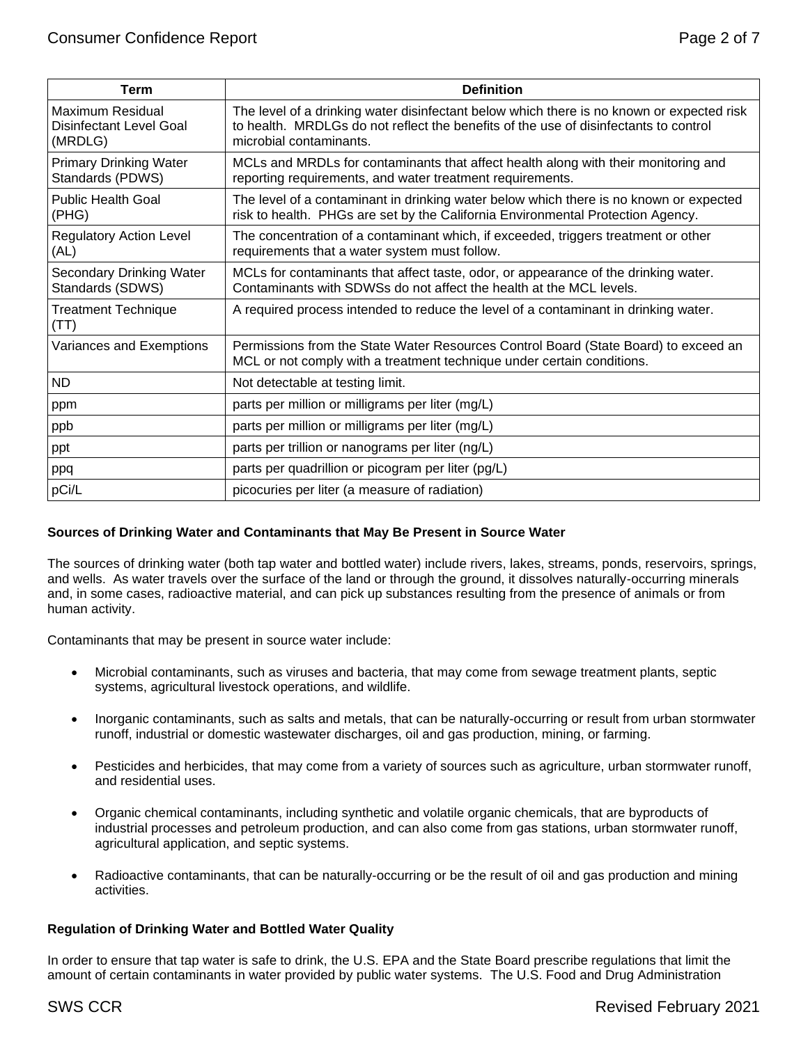| Term | Definition |
|---|---|
| Maximum Residual Disinfectant Level Goal (MRDLG) | The level of a drinking water disinfectant below which there is no known or expected risk to health. MRDLGs do not reflect the benefits of the use of disinfectants to control microbial contaminants. |
| Primary Drinking Water Standards (PDWS) | MCLs and MRDLs for contaminants that affect health along with their monitoring and reporting requirements, and water treatment requirements. |
| Public Health Goal (PHG) | The level of a contaminant in drinking water below which there is no known or expected risk to health. PHGs are set by the California Environmental Protection Agency. |
| Regulatory Action Level (AL) | The concentration of a contaminant which, if exceeded, triggers treatment or other requirements that a water system must follow. |
| Secondary Drinking Water Standards (SDWS) | MCLs for contaminants that affect taste, odor, or appearance of the drinking water. Contaminants with SDWSs do not affect the health at the MCL levels. |
| Treatment Technique (TT) | A required process intended to reduce the level of a contaminant in drinking water. |
| Variances and Exemptions | Permissions from the State Water Resources Control Board (State Board) to exceed an MCL or not comply with a treatment technique under certain conditions. |
| ND | Not detectable at testing limit. |
| ppm | parts per million or milligrams per liter (mg/L) |
| ppb | parts per million or milligrams per liter (mg/L) |
| ppt | parts per trillion or nanograms per liter (ng/L) |
| ppq | parts per quadrillion or picogram per liter (pg/L) |
| pCi/L | picocuries per liter (a measure of radiation) |

**Sources of Drinking Water and Contaminants that May Be Present in Source Water**

The sources of drinking water (both tap water and bottled water) include rivers, lakes, streams, ponds, reservoirs, springs, and wells. As water travels over the surface of the land or through the ground, it dissolves naturally-occurring minerals and, in some cases, radioactive material, and can pick up substances resulting from the presence of animals or from human activity.

Contaminants that may be present in source water include:

- Microbial contaminants, such as viruses and bacteria, that may come from sewage treatment plants, septic systems, agricultural livestock operations, and wildlife.
- Inorganic contaminants, such as salts and metals, that can be naturally-occurring or result from urban stormwater runoff, industrial or domestic wastewater discharges, oil and gas production, mining, or farming.
- Pesticides and herbicides, that may come from a variety of sources such as agriculture, urban stormwater runoff, and residential uses.
- Organic chemical contaminants, including synthetic and volatile organic chemicals, that are byproducts of industrial processes and petroleum production, and can also come from gas stations, urban stormwater runoff, agricultural application, and septic systems.
- Radioactive contaminants, that can be naturally-occurring or be the result of oil and gas production and mining activities.

**Regulation of Drinking Water and Bottled Water Quality**

In order to ensure that tap water is safe to drink, the U.S. EPA and the State Board prescribe regulations that limit the amount of certain contaminants in water provided by public water systems. The U.S. Food and Drug Administration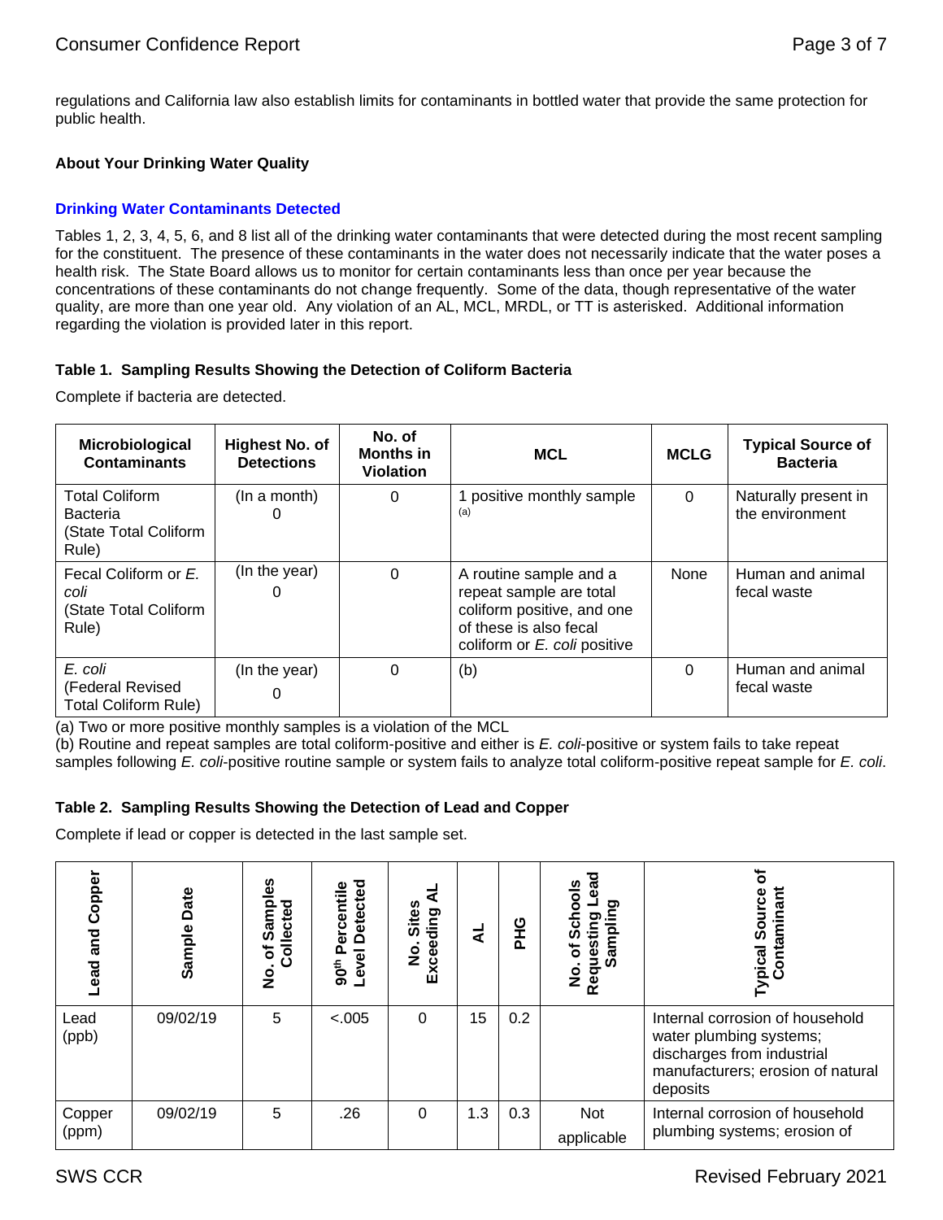regulations and California law also establish limits for contaminants in bottled water that provide the same protection for public health.

**About Your Drinking Water Quality**

### Drinking Water Contaminants Detected

Tables 1, 2, 3, 4, 5, 6, and 8 list all of the drinking water contaminants that were detected during the most recent sampling for the constituent. The presence of these contaminants in the water does not necessarily indicate that the water poses a health risk. The State Board allows us to monitor for certain contaminants less than once per year because the concentrations of these contaminants do not change frequently. Some of the data, though representative of the water quality, are more than one year old. Any violation of an AL, MCL, MRDL, or TT is asterisked. Additional information regarding the violation is provided later in this report.

**Table 1. Sampling Results Showing the Detection of Coliform Bacteria**

Complete if bacteria are detected.

| Microbiological Contaminants | Highest No. of Detections | No. of Months in Violation | MCL | MCLG | Typical Source of Bacteria |
|---|---|---|---|---|---|
| Total Coliform Bacteria (State Total Coliform Rule) | (In a month) 0 | 0 | 1 positive monthly sample (a) | 0 | Naturally present in the environment |
| Fecal Coliform or *E. coli* (State Total Coliform Rule) | (In the year) 0 | 0 | A routine sample and a repeat sample are total coliform positive, and one of these is also fecal coliform or *E. coli* positive | None | Human and animal fecal waste |
| *E. coli* (Federal Revised Total Coliform Rule) | (In the year) 0 | 0 | (b) | 0 | Human and animal fecal waste |

(a) Two or more positive monthly samples is a violation of the MCL

(b) Routine and repeat samples are total coliform-positive and either is *E. coli*-positive or system fails to take repeat samples following *E. coli*-positive routine sample or system fails to analyze total coliform-positive repeat sample for *E. coli*.

**Table 2. Sampling Results Showing the Detection of Lead and Copper**

Complete if lead or copper is detected in the last sample set.

| Lead and Copper | Sample Date | No. of Samples Collected | 90th Percentile Level Detected | No. Sites Exceeding AL | AL | PHG | No. of Schools Requesting Lead Sampling | Typical Source of Contaminant |
|---|---|---|---|---|---|---|---|---|
| Lead (ppb) | 09/02/19 | 5 | <.005 | 0 | 15 | 0.2 | | Internal corrosion of household water plumbing systems; discharges from industrial manufacturers; erosion of natural deposits |
| Copper (ppm) | 09/02/19 | 5 | .26 | 0 | 1.3 | 0.3 | Not applicable | Internal corrosion of household plumbing systems; erosion of |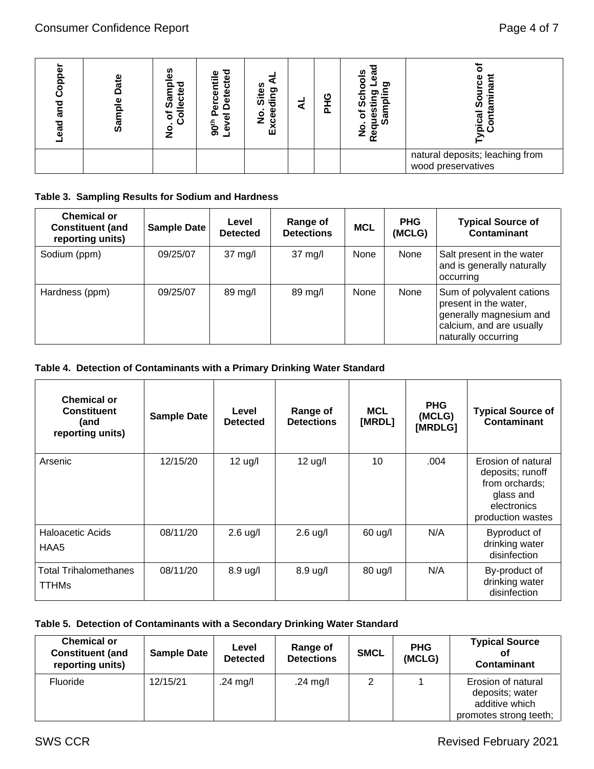| Lead and Copper | Sample Date | No. of Samples Collected | 90th Percentile Level Detected | No. Sites Exceeding AL | AL | PHG | No. of Schools Requesting Lead Sampling | Typical Source of Contaminant |
|---|---|---|---|---|---|---|---|---|
| | | | | | | | | natural deposits; leaching from wood preservatives |

**Table 3. Sampling Results for Sodium and Hardness**

| Chemical or Constituent (and reporting units) | Sample Date | Level Detected | Range of Detections | MCL | PHG (MCLG) | Typical Source of Contaminant |
|---|---|---|---|---|---|---|
| Sodium (ppm) | 09/25/07 | 37 mg/l | 37 mg/l | None | None | Salt present in the water and is generally naturally occurring |
| Hardness (ppm) | 09/25/07 | 89 mg/l | 89 mg/l | None | None | Sum of polyvalent cations present in the water, generally magnesium and calcium, and are usually naturally occurring |

**Table 4. Detection of Contaminants with a Primary Drinking Water Standard**

| Chemical or Constituent (and reporting units) | Sample Date | Level Detected | Range of Detections | MCL [MRDL] | PHG (MCLG) [MRDLG] | Typical Source of Contaminant |
|---|---|---|---|---|---|---|
| Arsenic | 12/15/20 | 12 ug/l | 12 ug/l | 10 | .004 | Erosion of natural deposits; runoff from orchards; glass and electronics production wastes |
| Haloacetic Acids HAA5 | 08/11/20 | 2.6 ug/l | 2.6 ug/l | 60 ug/l | N/A | Byproduct of drinking water disinfection |
| Total Trihalomethanes TTHMs | 08/11/20 | 8.9 ug/l | 8.9 ug/l | 80 ug/l | N/A | By-product of drinking water disinfection |

**Table 5. Detection of Contaminants with a Secondary Drinking Water Standard**

| Chemical or Constituent (and reporting units) | Sample Date | Level Detected | Range of Detections | SMCL | PHG (MCLG) | Typical Source of Contaminant |
|---|---|---|---|---|---|---|
| Fluoride | 12/15/21 | .24 mg/l | .24 mg/l | 2 | 1 | Erosion of natural deposits; water additive which promotes strong teeth; |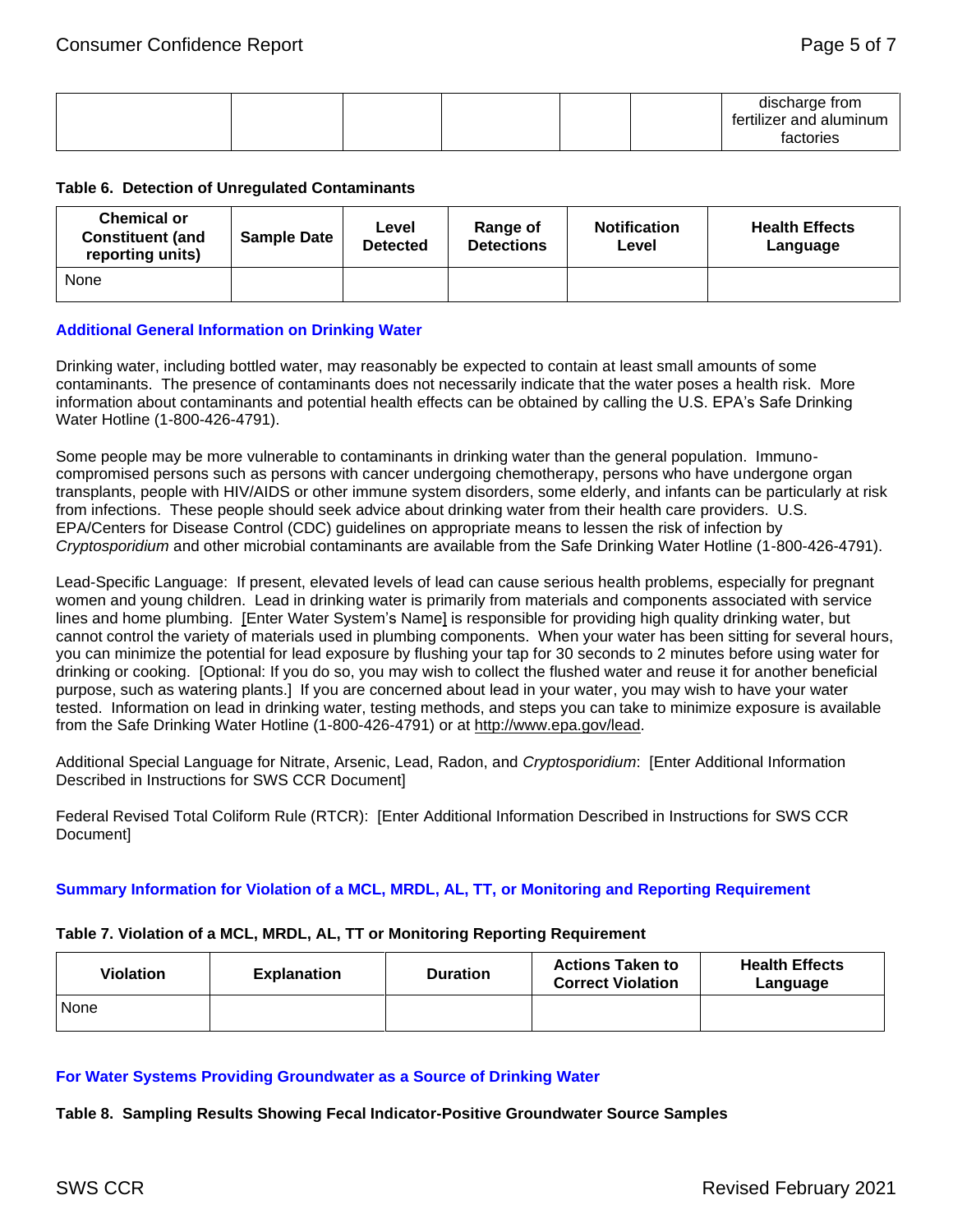| | | | | | | discharge from fertilizer and aluminum factories |
|---|---|---|---|---|---|---|

**Table 6. Detection of Unregulated Contaminants**

| Chemical or Constituent (and reporting units) | Sample Date | Level Detected | Range of Detections | Notification Level | Health Effects Language |
|---|---|---|---|---|---|
| None | | | | | |

## Additional General Information on Drinking Water

Drinking water, including bottled water, may reasonably be expected to contain at least small amounts of some contaminants. The presence of contaminants does not necessarily indicate that the water poses a health risk. More information about contaminants and potential health effects can be obtained by calling the U.S. EPA's Safe Drinking Water Hotline (1-800-426-4791).

Some people may be more vulnerable to contaminants in drinking water than the general population. Immuno-compromised persons such as persons with cancer undergoing chemotherapy, persons who have undergone organ transplants, people with HIV/AIDS or other immune system disorders, some elderly, and infants can be particularly at risk from infections. These people should seek advice about drinking water from their health care providers. U.S. EPA/Centers for Disease Control (CDC) guidelines on appropriate means to lessen the risk of infection by *Cryptosporidium* and other microbial contaminants are available from the Safe Drinking Water Hotline (1-800-426-4791).

Lead-Specific Language: If present, elevated levels of lead can cause serious health problems, especially for pregnant women and young children. Lead in drinking water is primarily from materials and components associated with service lines and home plumbing. [Enter Water System's Name] is responsible for providing high quality drinking water, but cannot control the variety of materials used in plumbing components. When your water has been sitting for several hours, you can minimize the potential for lead exposure by flushing your tap for 30 seconds to 2 minutes before using water for drinking or cooking. [Optional: If you do so, you may wish to collect the flushed water and reuse it for another beneficial purpose, such as watering plants.] If you are concerned about lead in your water, you may wish to have your water tested. Information on lead in drinking water, testing methods, and steps you can take to minimize exposure is available from the Safe Drinking Water Hotline (1-800-426-4791) or at http://www.epa.gov/lead.

Additional Special Language for Nitrate, Arsenic, Lead, Radon, and *Cryptosporidium*: [Enter Additional Information Described in Instructions for SWS CCR Document]

Federal Revised Total Coliform Rule (RTCR): [Enter Additional Information Described in Instructions for SWS CCR Document]

## Summary Information for Violation of a MCL, MRDL, AL, TT, or Monitoring and Reporting Requirement

**Table 7. Violation of a MCL, MRDL, AL, TT or Monitoring Reporting Requirement**

| Violation | Explanation | Duration | Actions Taken to Correct Violation | Health Effects Language |
|---|---|---|---|---|
| None | | | | |

## For Water Systems Providing Groundwater as a Source of Drinking Water

**Table 8. Sampling Results Showing Fecal Indicator-Positive Groundwater Source Samples**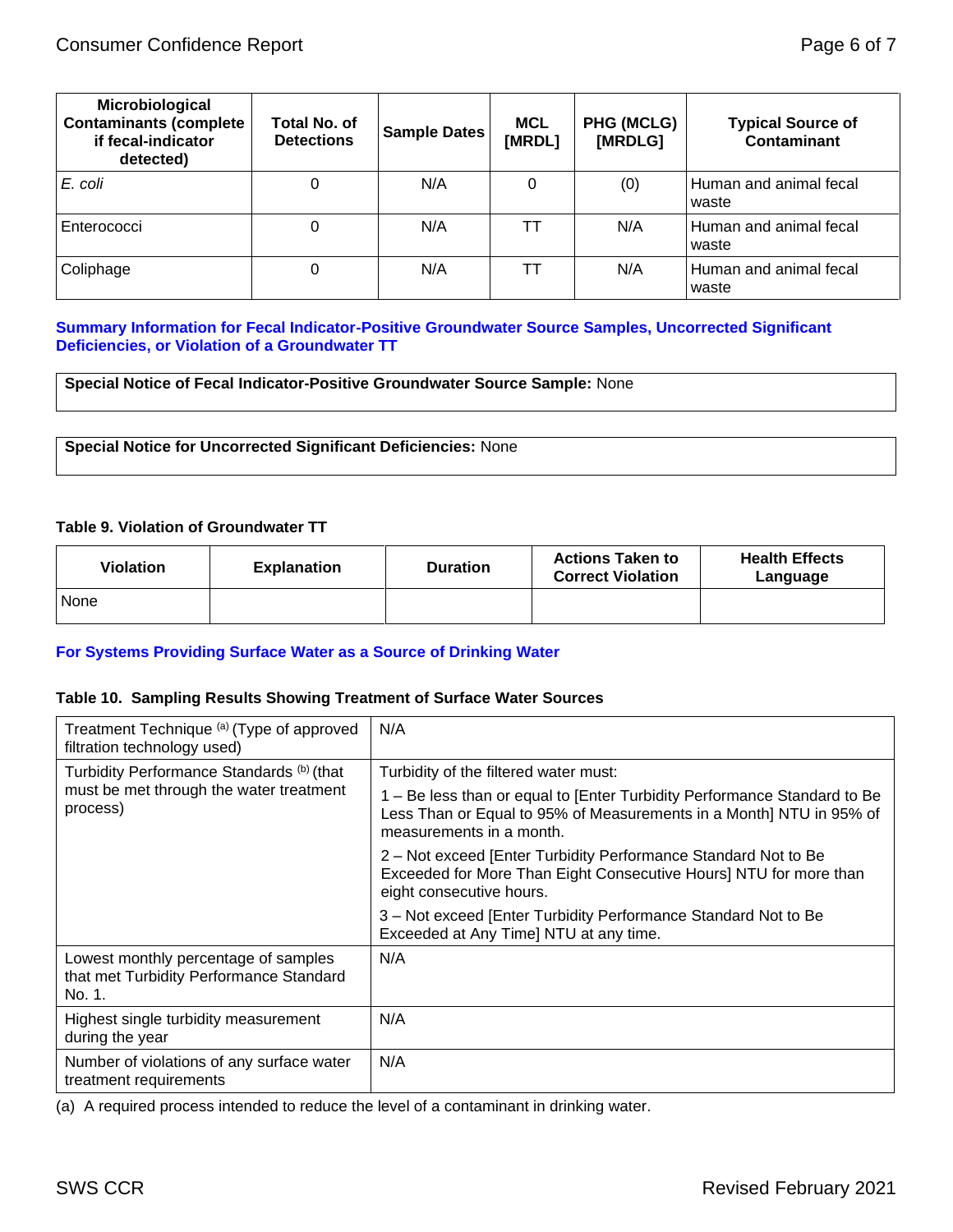| Microbiological Contaminants (complete if fecal-indicator detected) | Total No. of Detections | Sample Dates | MCL [MRDL] | PHG (MCLG) [MRDLG] | Typical Source of Contaminant |
|---|---|---|---|---|---|
| *E. coli* | 0 | N/A | 0 | (0) | Human and animal fecal waste |
| Enterococci | 0 | N/A | TT | N/A | Human and animal fecal waste |
| Coliphage | 0 | N/A | TT | N/A | Human and animal fecal waste |

### Summary Information for Fecal Indicator-Positive Groundwater Source Samples, Uncorrected Significant Deficiencies, or Violation of a Groundwater TT

**Special Notice of Fecal Indicator-Positive Groundwater Source Sample:** None

**Special Notice for Uncorrected Significant Deficiencies:** None

**Table 9. Violation of Groundwater TT**

| Violation | Explanation | Duration | Actions Taken to Correct Violation | Health Effects Language |
|---|---|---|---|---|
| None | | | | |

### For Systems Providing Surface Water as a Source of Drinking Water

**Table 10. Sampling Results Showing Treatment of Surface Water Sources**

| | |
|---|---|
| Treatment Technique [(a)] (Type of approved filtration technology used) | N/A |
| Turbidity Performance Standards [(b)] (that must be met through the water treatment process) | Turbidity of the filtered water must: 1 – Be less than or equal to [Enter Turbidity Performance Standard to Be Less Than or Equal to 95% of Measurements in a Month] NTU in 95% of measurements in a month. 2 – Not exceed [Enter Turbidity Performance Standard Not to Be Exceeded for More Than Eight Consecutive Hours] NTU for more than eight consecutive hours. 3 – Not exceed [Enter Turbidity Performance Standard Not to Be Exceeded at Any Time] NTU at any time. |
| Lowest monthly percentage of samples that met Turbidity Performance Standard No. 1. | N/A |
| Highest single turbidity measurement during the year | N/A |
| Number of violations of any surface water treatment requirements | N/A |

(a) A required process intended to reduce the level of a contaminant in drinking water.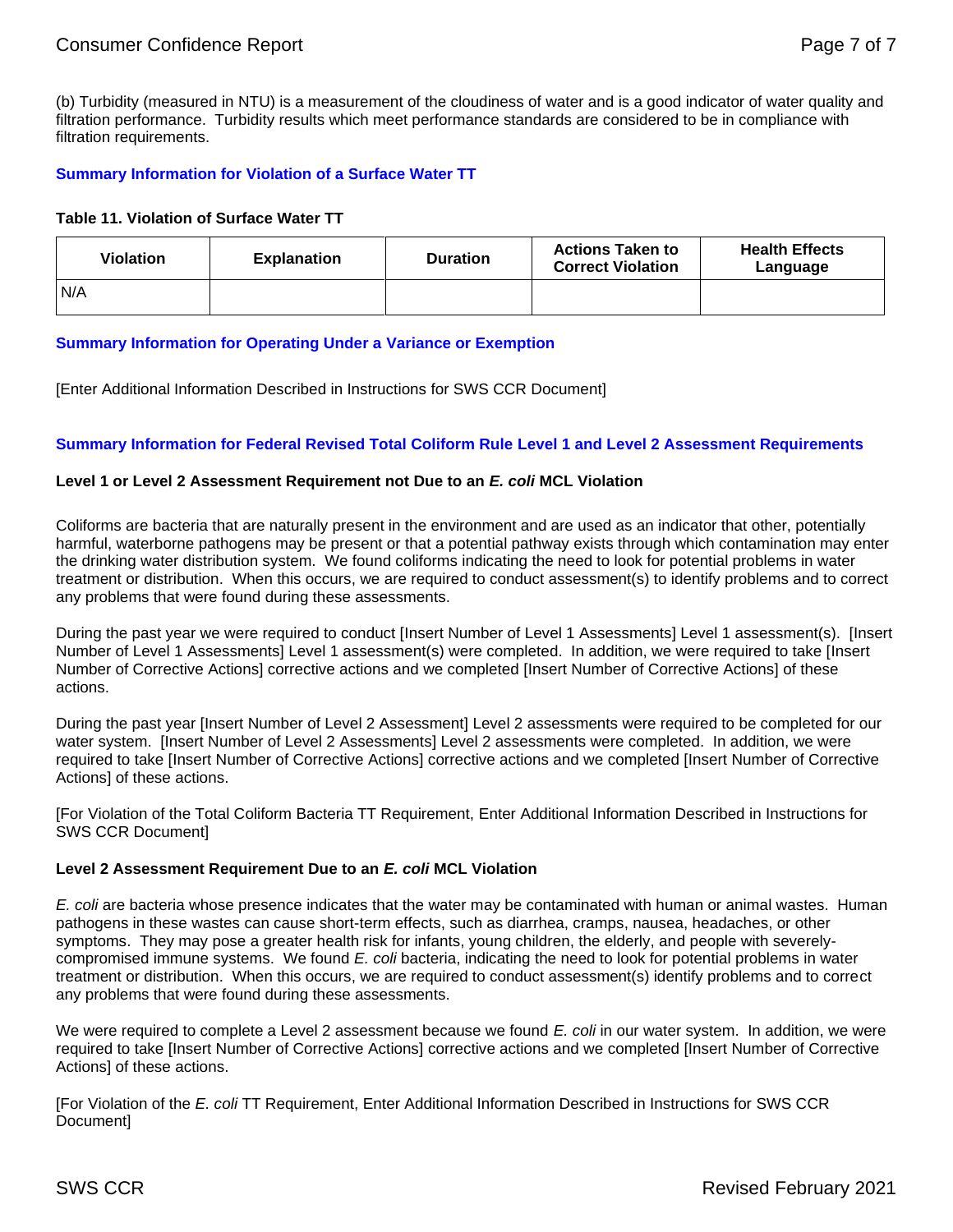(b) Turbidity (measured in NTU) is a measurement of the cloudiness of water and is a good indicator of water quality and filtration performance. Turbidity results which meet performance standards are considered to be in compliance with filtration requirements.

## Summary Information for Violation of a Surface Water TT

**Table 11. Violation of Surface Water TT**

| Violation | Explanation | Duration | Actions Taken to Correct Violation | Health Effects Language |
|---|---|---|---|---|
| N/A | | | | |

## Summary Information for Operating Under a Variance or Exemption

[Enter Additional Information Described in Instructions for SWS CCR Document]

## Summary Information for Federal Revised Total Coliform Rule Level 1 and Level 2 Assessment Requirements

### Level 1 or Level 2 Assessment Requirement not Due to an *E. coli* MCL Violation

Coliforms are bacteria that are naturally present in the environment and are used as an indicator that other, potentially harmful, waterborne pathogens may be present or that a potential pathway exists through which contamination may enter the drinking water distribution system. We found coliforms indicating the need to look for potential problems in water treatment or distribution. When this occurs, we are required to conduct assessment(s) to identify problems and to correct any problems that were found during these assessments.

During the past year we were required to conduct [Insert Number of Level 1 Assessments] Level 1 assessment(s). [Insert Number of Level 1 Assessments] Level 1 assessment(s) were completed. In addition, we were required to take [Insert Number of Corrective Actions] corrective actions and we completed [Insert Number of Corrective Actions] of these actions.

During the past year [Insert Number of Level 2 Assessment] Level 2 assessments were required to be completed for our water system. [Insert Number of Level 2 Assessments] Level 2 assessments were completed. In addition, we were required to take [Insert Number of Corrective Actions] corrective actions and we completed [Insert Number of Corrective Actions] of these actions.

[For Violation of the Total Coliform Bacteria TT Requirement, Enter Additional Information Described in Instructions for SWS CCR Document]

### Level 2 Assessment Requirement Due to an *E. coli* MCL Violation

*E. coli* are bacteria whose presence indicates that the water may be contaminated with human or animal wastes. Human pathogens in these wastes can cause short-term effects, such as diarrhea, cramps, nausea, headaches, or other symptoms. They may pose a greater health risk for infants, young children, the elderly, and people with severely-compromised immune systems. We found *E. coli* bacteria, indicating the need to look for potential problems in water treatment or distribution. When this occurs, we are required to conduct assessment(s) identify problems and to correct any problems that were found during these assessments.

We were required to complete a Level 2 assessment because we found *E. coli* in our water system. In addition, we were required to take [Insert Number of Corrective Actions] corrective actions and we completed [Insert Number of Corrective Actions] of these actions.

[For Violation of the *E. coli* TT Requirement, Enter Additional Information Described in Instructions for SWS CCR Document]